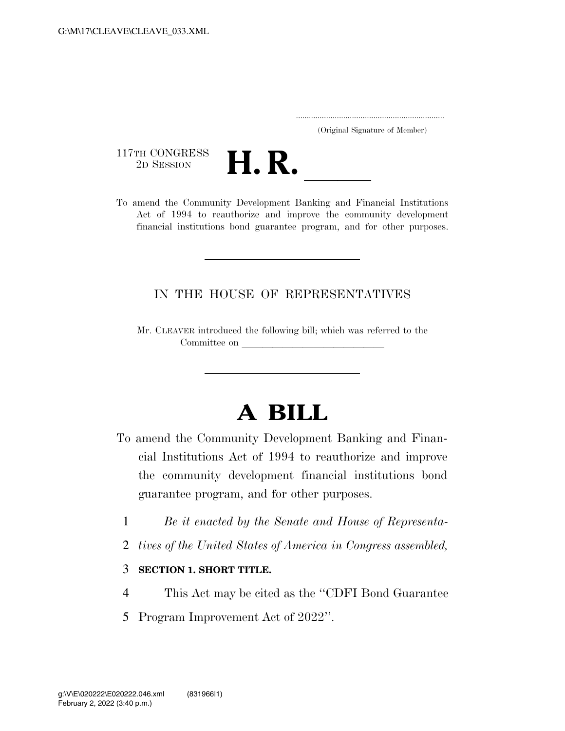(Original Signature of Member)

117TH CONGRESS
2D SESSION

# H. R. \_\_\_\_\_

To amend the Community Development Banking and Financial Institutions Act of 1994 to reauthorize and improve the community development financial institutions bond guarantee program, and for other purposes.

---

IN THE HOUSE OF REPRESENTATIVES

Mr. CLEAVER introduced the following bill; which was referred to the Committee on \_\_\_\_\_\_\_\_\_\_\_\_\_\_\_\_\_\_\_\_\_\_\_\_\_\_\_\_\_\_

---

# A BILL

To amend the Community Development Banking and Financial Institutions Act of 1994 to reauthorize and improve the community development financial institutions bond guarantee program, and for other purposes.

1 *Be it enacted by the Senate and House of Representa-*
2 *tives of the United States of America in Congress assembled,*

3 **SECTION 1. SHORT TITLE.**

4 This Act may be cited as the ''CDFI Bond Guarantee
5 Program Improvement Act of 2022''.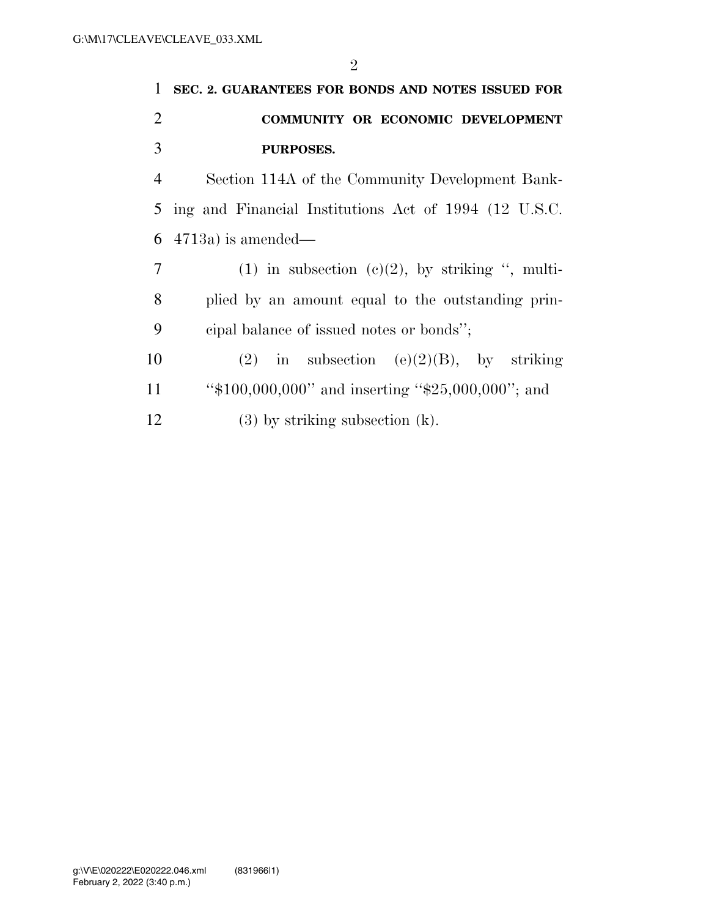**SEC. 2. GUARANTEES FOR BONDS AND NOTES ISSUED FOR COMMUNITY OR ECONOMIC DEVELOPMENT PURPOSES.**

Section 114A of the Community Development Banking and Financial Institutions Act of 1994 (12 U.S.C. 4713a) is amended—

(1) in subsection (c)(2), by striking ", multiplied by an amount equal to the outstanding principal balance of issued notes or bonds";

(2) in subsection (e)(2)(B), by striking "$100,000,000" and inserting "$25,000,000"; and

(3) by striking subsection (k).